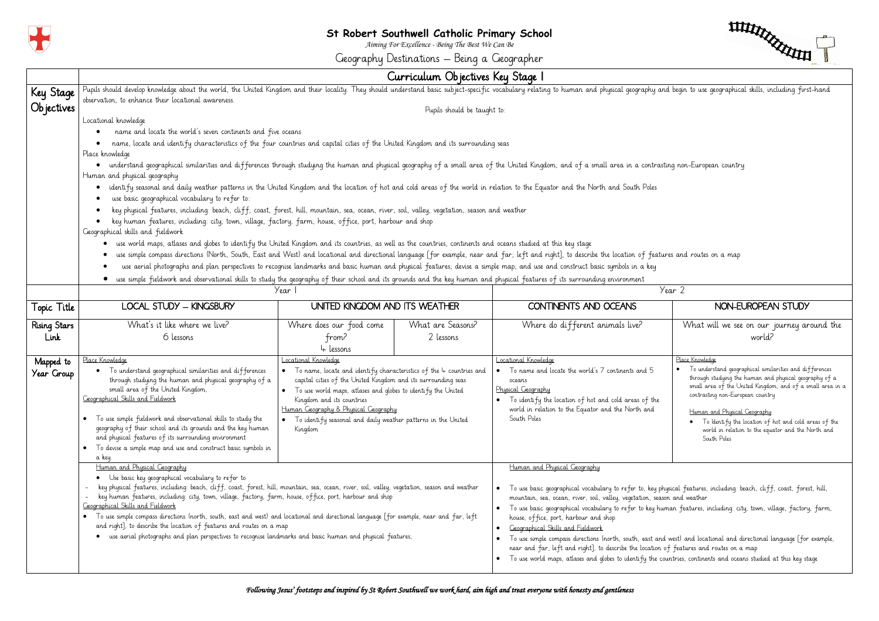# St Robert Southwell Catholic Primary School

*Aiming For Excellence - Being The Best We Can Be*

## Geography Destinations – Being a Geographer

### Curriculum Objectives Key Stage 1

**Key Stage Objectives**

Pupils should develop knowledge about the world, the United Kingdom and their locality. They should understand basic subject-specific vocabulary relating to human and physical geography and begin to use geographical skills, including first-hand observation, to enhance their locational awareness.

Pupils should be taught to:

Locational knowledge

- name and locate the world's seven continents and five oceans
- name, locate and identify characteristics of the four countries and capital cities of the United Kingdom and its surrounding seas

Place knowledge

- understand geographical similarities and differences through studying the human and physical geography of a small area of the United Kingdom, and of a small area in a contrasting non-European country

Human and physical geography

- identify seasonal and daily weather patterns in the United Kingdom and the location of hot and cold areas of the world in relation to the Equator and the North and South Poles
- use basic geographical vocabulary to refer to:
- key physical features, including: beach, cliff, coast, forest, hill, mountain, sea, ocean, river, soil, valley, vegetation, season and weather
- key human features, including: city, town, village, factory, farm, house, office, port, harbour and shop

Geographical skills and fieldwork

- use world maps, atlases and globes to identify the United Kingdom and its countries, as well as the countries, continents and oceans studied at this key stage
- use simple compass directions (North, South, East and West) and locational and directional language [for example, near and far; left and right], to describe the location of features and routes on a map
- use aerial photographs and plan perspectives to recognise landmarks and basic human and physical features; devise a simple map; and use and construct basic symbols in a key
- use simple fieldwork and observational skills to study the geography of their school and its grounds and the key human and physical features of its surrounding environment

| | Year 1 | | | Year 2 | |
|---|---|---|---|---|---|
| **Topic Title** | LOCAL STUDY – KINGSBURY | UNITED KINGDOM AND ITS WEATHER | | CONTINENTS AND OCEANS | NON-EUROPEAN STUDY |
| **Rising Stars Link** | What's it like where we live?<br>6 lessons | Where does our food come from?<br>4 lessons | What are Seasons?<br>2 lessons | Where do different animals live? | What will we see on our journey around the world? |
| **Mapped to Year Group** | Place Knowledge<br>• To understand geographical similarities and differences through studying the human and physical geography of a small area of the United Kingdom,<br>Geographical Skills and Fieldwork<br>• To use simple fieldwork and observational skills to study the geography of their school and its grounds and the key human and physical features of its surrounding environment<br>• To devise a simple map and use and construct basic symbols in a key. | Locational Knowledge<br>• To name, locate and identify characteristics of the 4 countries and capital cities of the United Kingdom and its surrounding seas<br>• To use world maps, atlases and globes to identify the United Kingdom and its countries<br>Human Geography & Physical Geography<br>• To identify seasonal and daily weather patterns in the United Kingdom | | Locational Knowledge<br>• To name and locate the world's 7 continents and 5 oceans<br>Physical Geography<br>• To identify the location of hot and cold areas of the world in relation to the Equator and the North and South Poles | Place Knowledge<br>• To understand geographical similarities and differences through studying the human and physical geography of a small area of the United Kingdom, and of a small area in a contrasting non-European country<br>Human and Physical Geography<br>• To Identify the location of hot and cold areas of the world in relation to the equator and the North and South Poles |
| | Human and Physical Geography<br>• Use basic key geographical vocabulary to refer to<br>- key physical features, including: beach, cliff, coast, forest, hill, mountain, sea, ocean, river, soil, valley, vegetation, season and weather<br>- key human features, including: city, town, village, factory, farm, house, office, port, harbour and shop<br>Geographical Skills and Fieldwork<br>• To use simple compass directions (north, south, east and west) and locational and directional language [for example, near and far, left and right], to describe the location of features and routes on a map<br>• use aerial photographs and plan perspectives to recognise landmarks and basic human and physical features; | | | Human and Physical Geography<br>• To use basic geographical vocabulary to refer to, key physical features, including: beach, cliff, coast, forest, hill, mountain, sea, ocean, river, soil, valley, vegetation, season and weather<br>• To use basic geographical vocabulary to refer to key human features, including: city, town, village, factory, farm, house, office, port, harbour and shop<br>Geographical Skills and Fieldwork<br>• To use simple compass directions (north, south, east and west) and locational and directional language [for example, near and far, left and right], to describe the location of features and routes on a map<br>• To use world maps, atlases and globes to identify the countries, continents and oceans studied at this key stage | |

*Following Jesus' footsteps and inspired by St Robert Southwell we work hard, aim high and treat everyone with honesty and gentleness*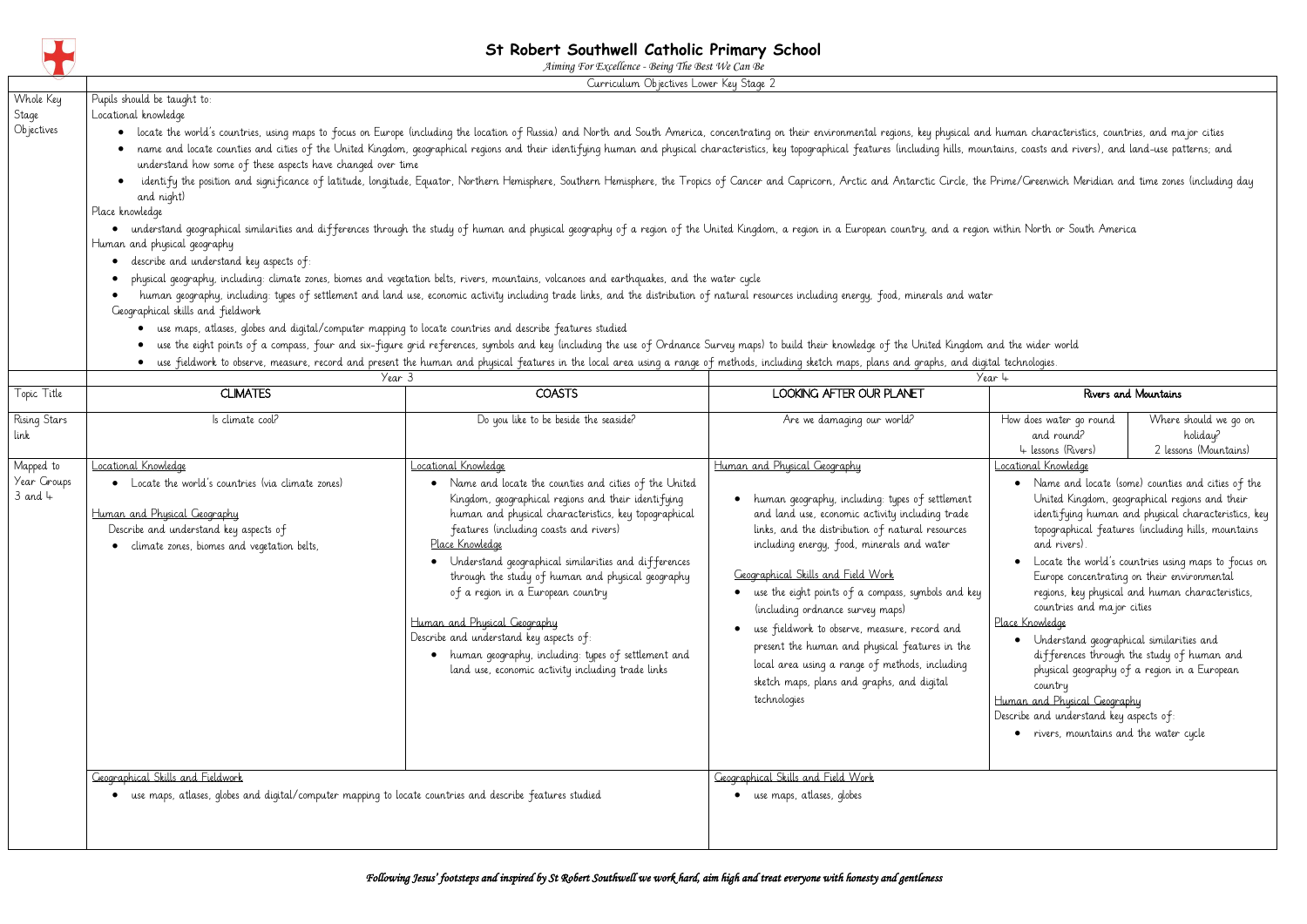# St Robert Southwell Catholic Primary School

*Aiming For Excellence - Being The Best We Can Be*

| | Curriculum Objectives Lower Key Stage 2 | | | | |
|---|---|---|---|---|---|
| Whole Key Stage Objectives | Pupils should be taught to:<br>Locational knowledge<br>• locate the world's countries, using maps to focus on Europe (including the location of Russia) and North and South America, concentrating on their environmental regions, key physical and human characteristics, countries, and major cities<br>• name and locate counties and cities of the United Kingdom, geographical regions and their identifying human and physical characteristics, key topographical features (including hills, mountains, coasts and rivers), and land-use patterns; and understand how some of these aspects have changed over time<br>• identify the position and significance of latitude, longitude, Equator, Northern Hemisphere, Southern Hemisphere, the Tropics of Cancer and Capricorn, Arctic and Antarctic Circle, the Prime/Greenwich Meridian and time zones (including day and night)<br>Place knowledge<br>• understand geographical similarities and differences through the study of human and physical geography of a region of the United Kingdom, a region in a European country, and a region within North or South America<br>Human and physical geography<br>• describe and understand key aspects of:<br>• physical geography, including: climate zones, biomes and vegetation belts, rivers, mountains, volcanoes and earthquakes, and the water cycle<br>• human geography, including: types of settlement and land use, economic activity including trade links, and the distribution of natural resources including energy, food, minerals and water<br>Geographical skills and fieldwork<br>• use maps, atlases, globes and digital/computer mapping to locate countries and describe features studied<br>• use the eight points of a compass, four and six-figure grid references, symbols and key (including the use of Ordnance Survey maps) to build their knowledge of the United Kingdom and the wider world<br>• use fieldwork to observe, measure, record and present the human and physical features in the local area using a range of methods, including sketch maps, plans and graphs, and digital technologies. | | | | |
| | Year 3 | | Year 4 | | |
| Topic Title | CLIMATES | COASTS | LOOKING AFTER OUR PLANET | Rivers and Mountains | |
| Rising Stars link | Is climate cool? | Do you like to be beside the seaside? | Are we damaging our world? | How does water go round and round?<br>4 lessons (Rivers) | Where should we go on holiday?<br>2 lessons (Mountains) |
| Mapped to Year Groups 3 and 4 | Locational Knowledge<br>• Locate the world's countries (via climate zones)<br><br>Human and Physical Geography<br>Describe and understand key aspects of<br>• climate zones, biomes and vegetation belts, | Locational Knowledge<br>• Name and locate the counties and cities of the United Kingdom, geographical regions and their identifying human and physical characteristics, key topographical features (including coasts and rivers)<br>Place Knowledge<br>• Understand geographical similarities and differences through the study of human and physical geography of a region in a European country<br><br>Human and Physical Geography<br>Describe and understand key aspects of:<br>• human geography, including: types of settlement and land use, economic activity including trade links | Human and Physical Geography<br>• human geography, including: types of settlement and land use, economic activity including trade links, and the distribution of natural resources including energy, food, minerals and water<br><br>Geographical Skills and Field Work<br>• use the eight points of a compass, symbols and key (including ordnance survey maps)<br>• use fieldwork to observe, measure, record and present the human and physical features in the local area using a range of methods, including sketch maps, plans and graphs, and digital technologies | Locational Knowledge<br>• Name and locate (some) counties and cities of the United Kingdom, geographical regions and their identifying human and physical characteristics, key topographical features (including hills, mountains and rivers).<br>• Locate the world's countries using maps to focus on Europe concentrating on their environmental regions, key physical and human characteristics, countries and major cities<br>Place Knowledge<br>• Understand geographical similarities and differences through the study of human and physical geography of a region in a European country<br>Human and Physical Geography<br>Describe and understand key aspects of:<br>• rivers, mountains and the water cycle | |
| | Geographical Skills and Fieldwork<br>• use maps, atlases, globes and digital/computer mapping to locate countries and describe features studied | | Geographical Skills and Field Work<br>• use maps, atlases, globes | | |

***Following Jesus' footsteps and inspired by St Robert Southwell we work hard, aim high and treat everyone with honesty and gentleness***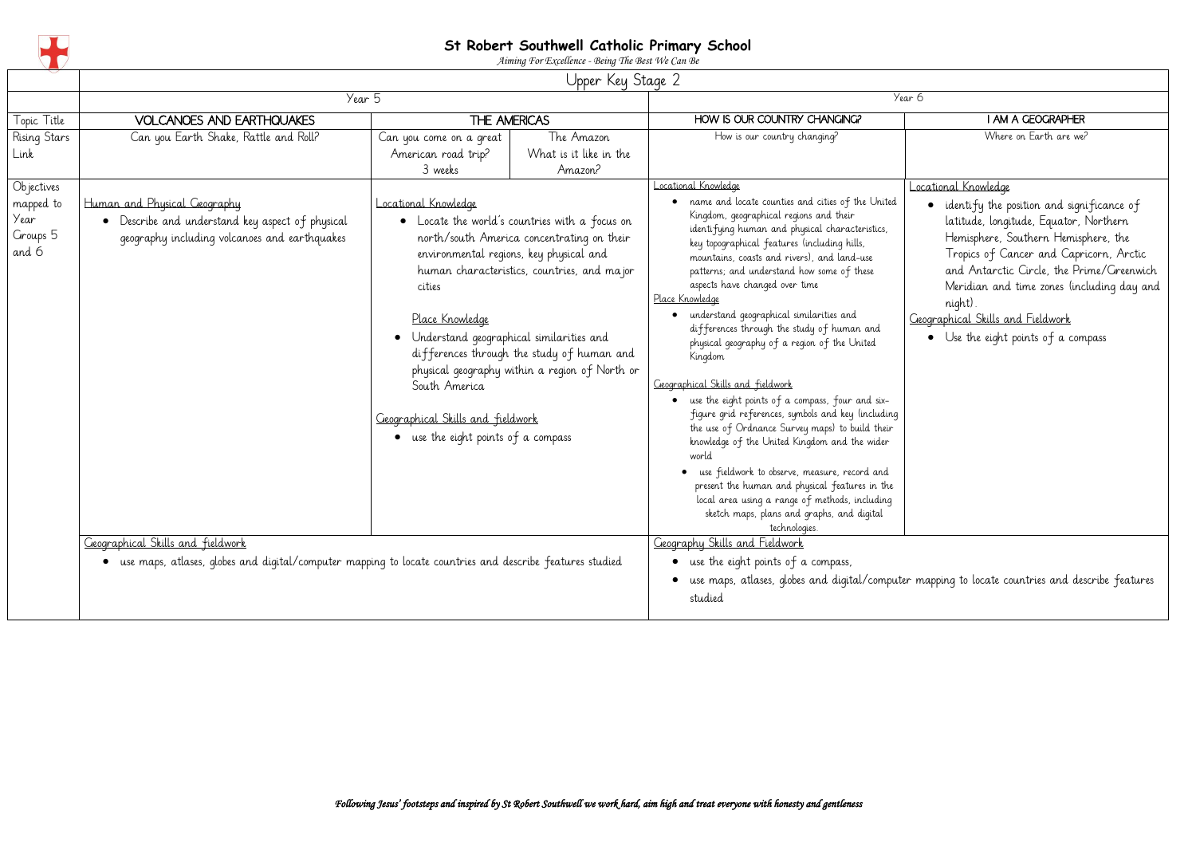# St Robert Southwell Catholic Primary School

*Aiming For Excellence - Being The Best We Can Be*

| | Upper Key Stage 2 | | | | |
|---|---|---|---|---|---|
| | Year 5 | | | Year 6 | |
| Topic Title | VOLCANOES AND EARTHQUAKES | THE AMERICAS | | HOW IS OUR COUNTRY CHANGING? | I AM A GEOGRAPHER |
| Rising Stars Link | Can you Earth Shake, Rattle and Roll? | Can you come on a great American road trip? 3 weeks | The Amazon What is it like in the Amazon? | How is our country changing? | Where on Earth are we? |
| Objectives mapped to Year Groups 5 and 6 | Human and Physical Geography<br>• Describe and understand key aspect of physical geography including volcanoes and earthquakes | Locational Knowledge<br>• Locate the world's countries with a focus on north/south America concentrating on their environmental regions, key physical and human characteristics, countries, and major cities<br><br>Place Knowledge<br>• Understand geographical similarities and differences through the study of human and physical geography within a region of North or South America<br><br>Geographical Skills and fieldwork<br>• use the eight points of a compass | | Locational Knowledge<br>• name and locate counties and cities of the United Kingdom, geographical regions and their identifying human and physical characteristics, key topographical features (including hills, mountains, coasts and rivers), and land-use patterns; and understand how some of these aspects have changed over time<br>Place Knowledge<br>• understand geographical similarities and differences through the study of human and physical geography of a region of the United Kingdom<br><br>Geographical Skills and fieldwork<br>• use the eight points of a compass, four and six-figure grid references, symbols and key (including the use of Ordnance Survey maps) to build their knowledge of the United Kingdom and the wider world<br>• use fieldwork to observe, measure, record and present the human and physical features in the local area using a range of methods, including sketch maps, plans and graphs, and digital technologies. | Locational Knowledge<br>• identify the position and significance of latitude, longitude, Equator, Northern Hemisphere, Southern Hemisphere, the Tropics of Cancer and Capricorn, Arctic and Antarctic Circle, the Prime/Greenwich Meridian and time zones (including day and night).<br>Geographical Skills and Fieldwork<br>• Use the eight points of a compass |
| | Geographical Skills and fieldwork<br>• use maps, atlases, globes and digital/computer mapping to locate countries and describe features studied | | | Geography Skills and Fieldwork<br>• use the eight points of a compass,<br>• use maps, atlases, globes and digital/computer mapping to locate countries and describe features studied | |

*Following Jesus' footsteps and inspired by St Robert Southwell we work hard, aim high and treat everyone with honesty and gentleness*